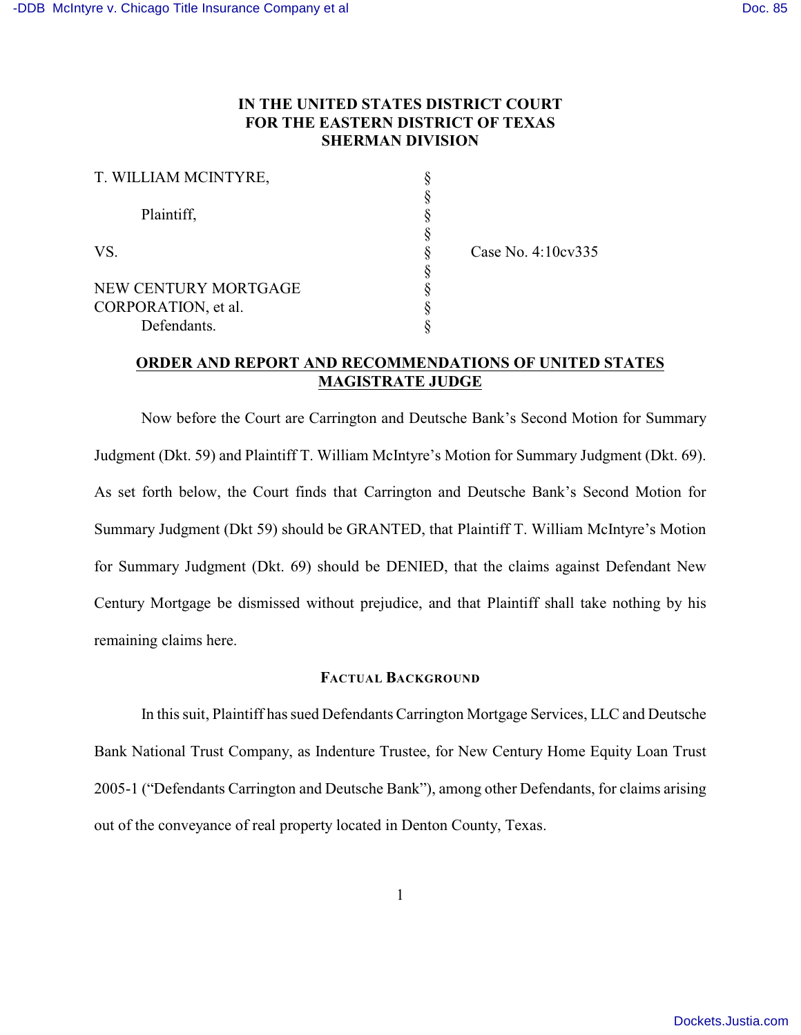# IN THE UNITED STATES DISTRICT COURT FOR THE EASTERN DISTRICT OF TEXAS SHERMAN DIVISION

| | | |
|---|---|---|
| T. WILLIAM MCINTYRE, | § | |
| | § | |
| Plaintiff, | § | |
| | § | |
| VS. | § | Case No. 4:10cv335 |
| | § | |
| NEW CENTURY MORTGAGE CORPORATION, et al. | § | |
| Defendants. | § | |

## ORDER AND REPORT AND RECOMMENDATIONS OF UNITED STATES MAGISTRATE JUDGE

Now before the Court are Carrington and Deutsche Bank's Second Motion for Summary Judgment (Dkt. 59) and Plaintiff T. William McIntyre's Motion for Summary Judgment (Dkt. 69). As set forth below, the Court finds that Carrington and Deutsche Bank's Second Motion for Summary Judgment (Dkt 59) should be GRANTED, that Plaintiff T. William McIntyre's Motion for Summary Judgment (Dkt. 69) should be DENIED, that the claims against Defendant New Century Mortgage be dismissed without prejudice, and that Plaintiff shall take nothing by his remaining claims here.

### FACTUAL BACKGROUND

In this suit, Plaintiff has sued Defendants Carrington Mortgage Services, LLC and Deutsche Bank National Trust Company, as Indenture Trustee, for New Century Home Equity Loan Trust 2005-1 ("Defendants Carrington and Deutsche Bank"), among other Defendants, for claims arising out of the conveyance of real property located in Denton County, Texas.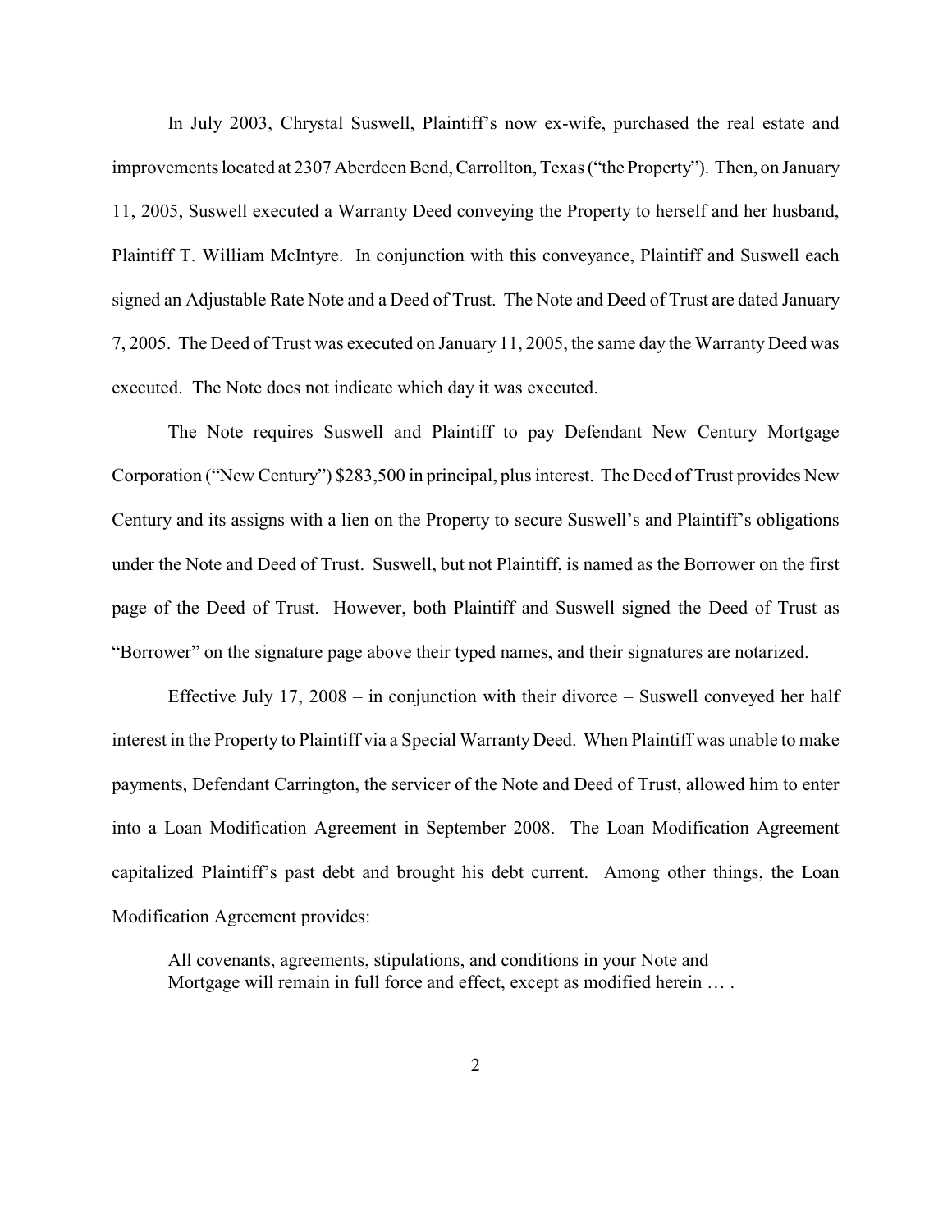In July 2003, Chrystal Suswell, Plaintiff's now ex-wife, purchased the real estate and improvements located at 2307 Aberdeen Bend, Carrollton, Texas ("the Property"). Then, on January 11, 2005, Suswell executed a Warranty Deed conveying the Property to herself and her husband, Plaintiff T. William McIntyre. In conjunction with this conveyance, Plaintiff and Suswell each signed an Adjustable Rate Note and a Deed of Trust. The Note and Deed of Trust are dated January 7, 2005. The Deed of Trust was executed on January 11, 2005, the same day the Warranty Deed was executed. The Note does not indicate which day it was executed.

The Note requires Suswell and Plaintiff to pay Defendant New Century Mortgage Corporation ("New Century") $283,500 in principal, plus interest. The Deed of Trust provides New Century and its assigns with a lien on the Property to secure Suswell's and Plaintiff's obligations under the Note and Deed of Trust. Suswell, but not Plaintiff, is named as the Borrower on the first page of the Deed of Trust. However, both Plaintiff and Suswell signed the Deed of Trust as "Borrower" on the signature page above their typed names, and their signatures are notarized.

Effective July 17, 2008 – in conjunction with their divorce – Suswell conveyed her half interest in the Property to Plaintiff via a Special Warranty Deed. When Plaintiff was unable to make payments, Defendant Carrington, the servicer of the Note and Deed of Trust, allowed him to enter into a Loan Modification Agreement in September 2008. The Loan Modification Agreement capitalized Plaintiff's past debt and brought his debt current. Among other things, the Loan Modification Agreement provides:

> All covenants, agreements, stipulations, and conditions in your Note and Mortgage will remain in full force and effect, except as modified herein … .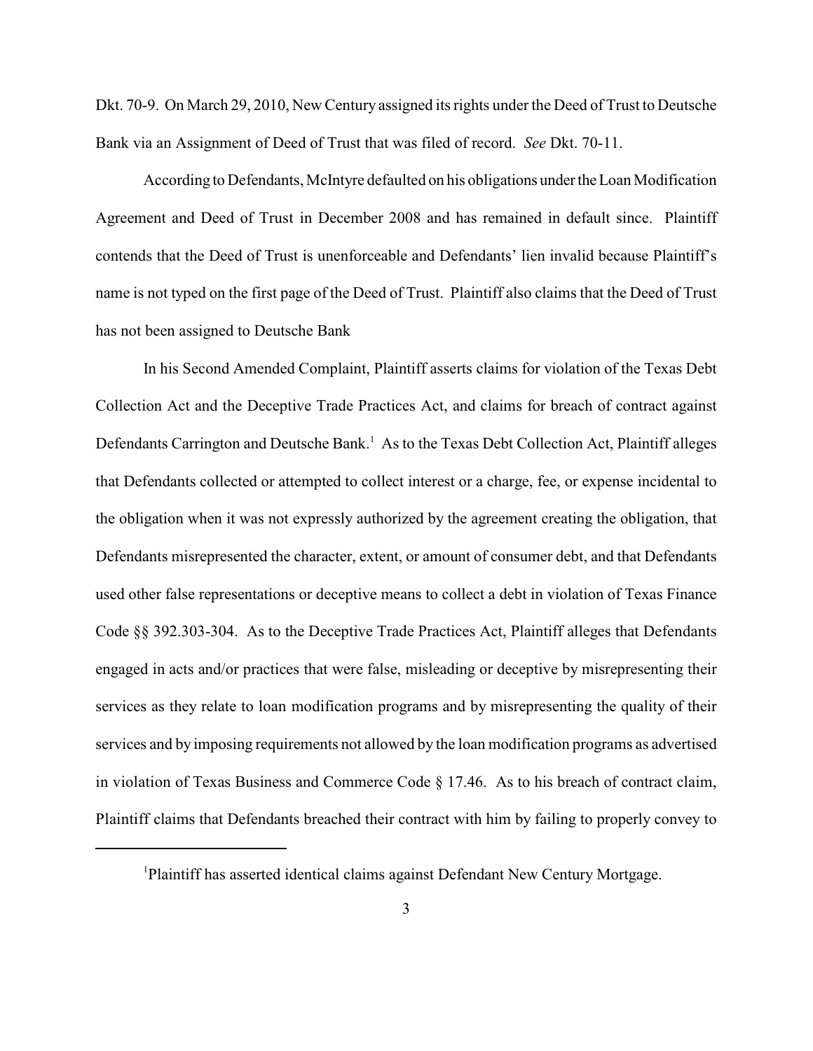Dkt. 70-9. On March 29, 2010, New Century assigned its rights under the Deed of Trust to Deutsche Bank via an Assignment of Deed of Trust that was filed of record. *See* Dkt. 70-11.

According to Defendants, McIntyre defaulted on his obligations under the Loan Modification Agreement and Deed of Trust in December 2008 and has remained in default since. Plaintiff contends that the Deed of Trust is unenforceable and Defendants' lien invalid because Plaintiff's name is not typed on the first page of the Deed of Trust. Plaintiff also claims that the Deed of Trust has not been assigned to Deutsche Bank

In his Second Amended Complaint, Plaintiff asserts claims for violation of the Texas Debt Collection Act and the Deceptive Trade Practices Act, and claims for breach of contract against Defendants Carrington and Deutsche Bank.[1] As to the Texas Debt Collection Act, Plaintiff alleges that Defendants collected or attempted to collect interest or a charge, fee, or expense incidental to the obligation when it was not expressly authorized by the agreement creating the obligation, that Defendants misrepresented the character, extent, or amount of consumer debt, and that Defendants used other false representations or deceptive means to collect a debt in violation of Texas Finance Code §§ 392.303-304. As to the Deceptive Trade Practices Act, Plaintiff alleges that Defendants engaged in acts and/or practices that were false, misleading or deceptive by misrepresenting their services as they relate to loan modification programs and by misrepresenting the quality of their services and by imposing requirements not allowed by the loan modification programs as advertised in violation of Texas Business and Commerce Code § 17.46. As to his breach of contract claim, Plaintiff claims that Defendants breached their contract with him by failing to properly convey to

[1] Plaintiff has asserted identical claims against Defendant New Century Mortgage.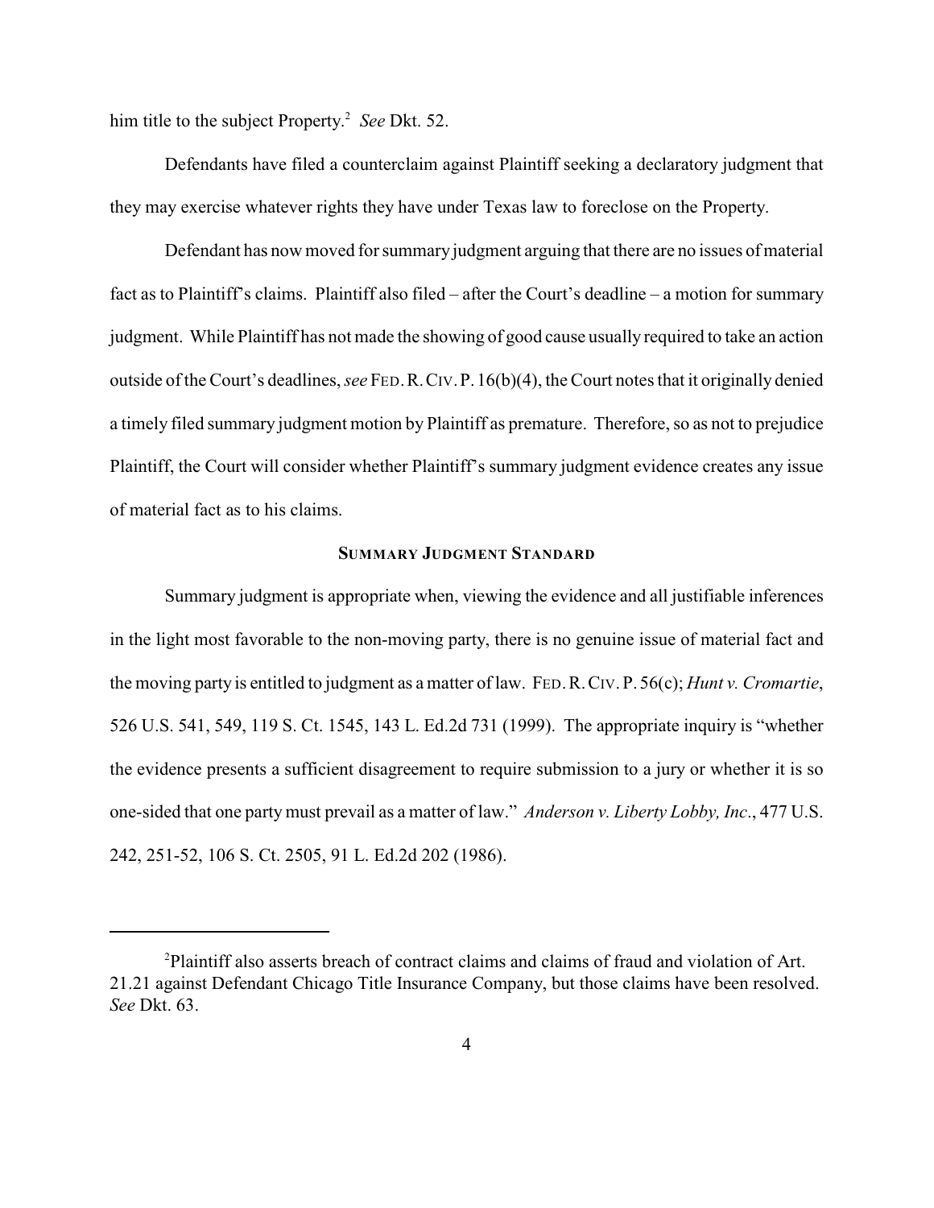him title to the subject Property.[2] *See* Dkt. 52.

Defendants have filed a counterclaim against Plaintiff seeking a declaratory judgment that they may exercise whatever rights they have under Texas law to foreclose on the Property.

Defendant has now moved for summary judgment arguing that there are no issues of material fact as to Plaintiff's claims. Plaintiff also filed – after the Court's deadline – a motion for summary judgment. While Plaintiff has not made the showing of good cause usually required to take an action outside of the Court's deadlines, *see* FED. R. CIV. P. 16(b)(4), the Court notes that it originally denied a timely filed summary judgment motion by Plaintiff as premature. Therefore, so as not to prejudice Plaintiff, the Court will consider whether Plaintiff's summary judgment evidence creates any issue of material fact as to his claims.

### SUMMARY JUDGMENT STANDARD

Summary judgment is appropriate when, viewing the evidence and all justifiable inferences in the light most favorable to the non-moving party, there is no genuine issue of material fact and the moving party is entitled to judgment as a matter of law. FED. R. CIV. P. 56(c); *Hunt v. Cromartie*, 526 U.S. 541, 549, 119 S. Ct. 1545, 143 L. Ed.2d 731 (1999). The appropriate inquiry is "whether the evidence presents a sufficient disagreement to require submission to a jury or whether it is so one-sided that one party must prevail as a matter of law." *Anderson v. Liberty Lobby, Inc*., 477 U.S. 242, 251-52, 106 S. Ct. 2505, 91 L. Ed.2d 202 (1986).

---

[2] Plaintiff also asserts breach of contract claims and claims of fraud and violation of Art. 21.21 against Defendant Chicago Title Insurance Company, but those claims have been resolved. *See* Dkt. 63.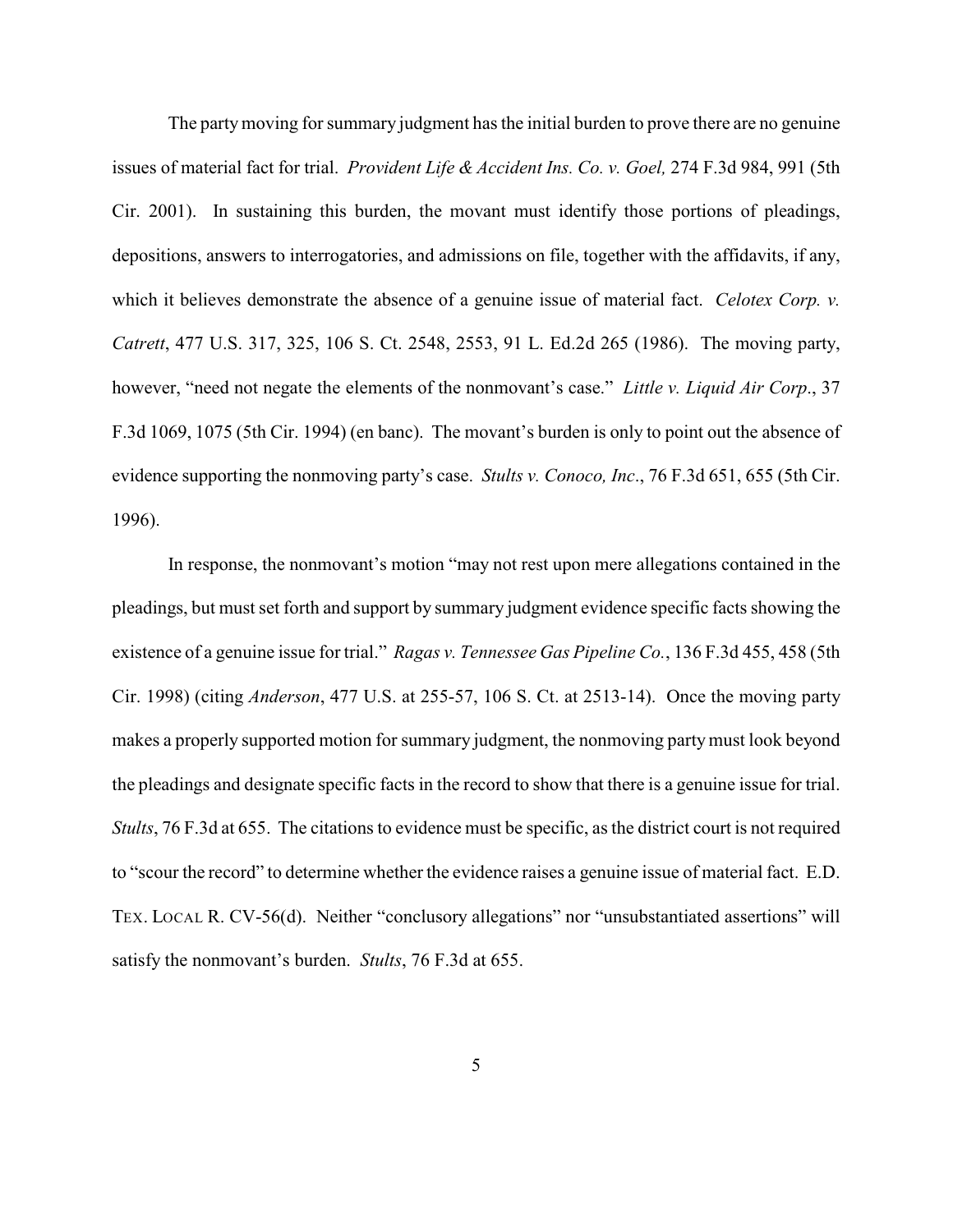The party moving for summary judgment has the initial burden to prove there are no genuine issues of material fact for trial. *Provident Life & Accident Ins. Co. v. Goel,* 274 F.3d 984, 991 (5th Cir. 2001). In sustaining this burden, the movant must identify those portions of pleadings, depositions, answers to interrogatories, and admissions on file, together with the affidavits, if any, which it believes demonstrate the absence of a genuine issue of material fact. *Celotex Corp. v. Catrett*, 477 U.S. 317, 325, 106 S. Ct. 2548, 2553, 91 L. Ed.2d 265 (1986). The moving party, however, "need not negate the elements of the nonmovant's case." *Little v. Liquid Air Corp*., 37 F.3d 1069, 1075 (5th Cir. 1994) (en banc). The movant's burden is only to point out the absence of evidence supporting the nonmoving party's case. *Stults v. Conoco, Inc*., 76 F.3d 651, 655 (5th Cir. 1996).

In response, the nonmovant's motion "may not rest upon mere allegations contained in the pleadings, but must set forth and support by summary judgment evidence specific facts showing the existence of a genuine issue for trial." *Ragas v. Tennessee Gas Pipeline Co.*, 136 F.3d 455, 458 (5th Cir. 1998) (citing *Anderson*, 477 U.S. at 255-57, 106 S. Ct. at 2513-14). Once the moving party makes a properly supported motion for summary judgment, the nonmoving party must look beyond the pleadings and designate specific facts in the record to show that there is a genuine issue for trial. *Stults*, 76 F.3d at 655. The citations to evidence must be specific, as the district court is not required to "scour the record" to determine whether the evidence raises a genuine issue of material fact. E.D. TEX. LOCAL R. CV-56(d). Neither "conclusory allegations" nor "unsubstantiated assertions" will satisfy the nonmovant's burden. *Stults*, 76 F.3d at 655.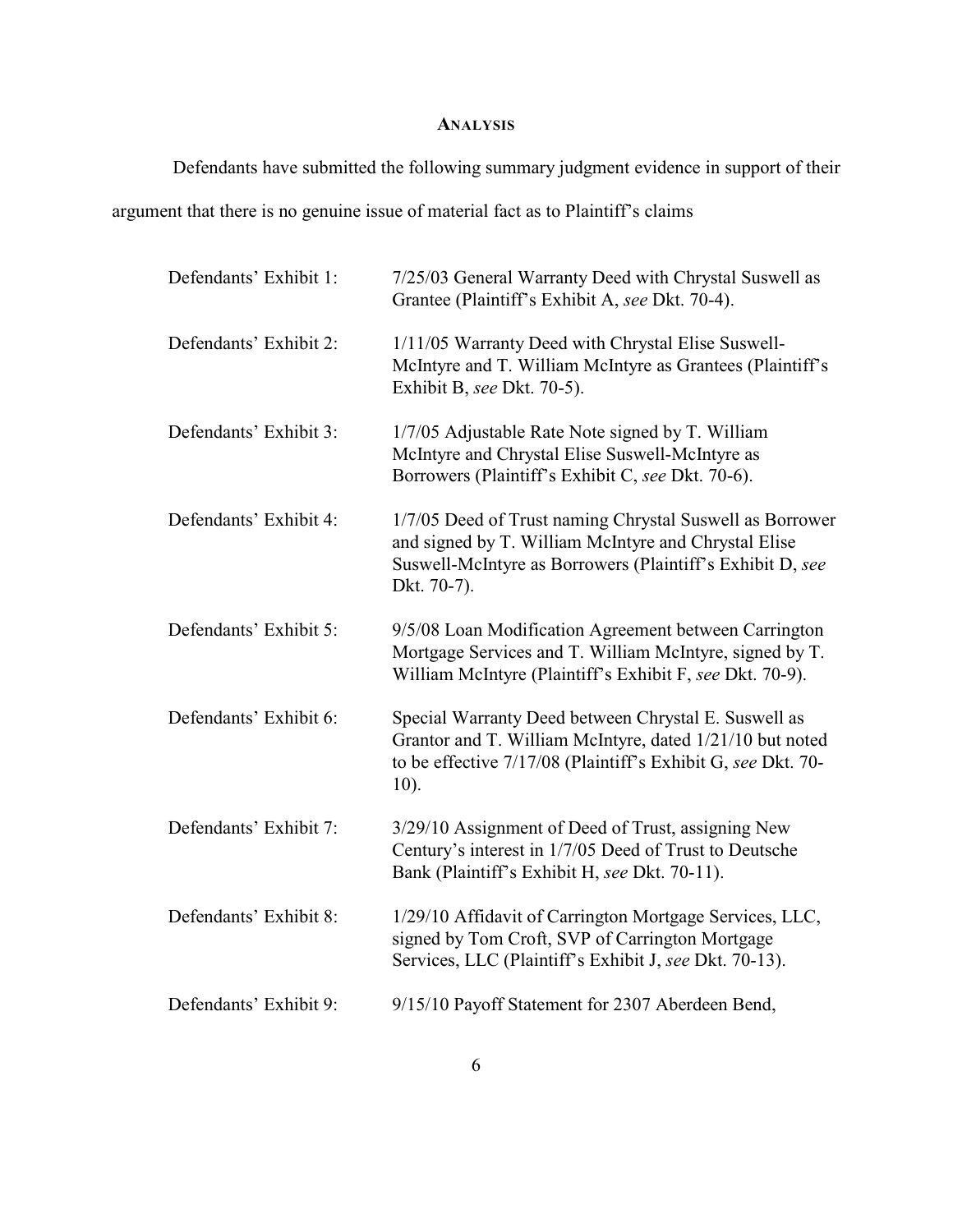## ANALYSIS

Defendants have submitted the following summary judgment evidence in support of their argument that there is no genuine issue of material fact as to Plaintiff's claims

| | |
|---|---|
| Defendants' Exhibit 1: | 7/25/03 General Warranty Deed with Chrystal Suswell as Grantee (Plaintiff's Exhibit A, *see* Dkt. 70-4). |
| Defendants' Exhibit 2: | 1/11/05 Warranty Deed with Chrystal Elise Suswell-McIntyre and T. William McIntyre as Grantees (Plaintiff's Exhibit B, *see* Dkt. 70-5). |
| Defendants' Exhibit 3: | 1/7/05 Adjustable Rate Note signed by T. William McIntyre and Chrystal Elise Suswell-McIntyre as Borrowers (Plaintiff's Exhibit C, *see* Dkt. 70-6). |
| Defendants' Exhibit 4: | 1/7/05 Deed of Trust naming Chrystal Suswell as Borrower and signed by T. William McIntyre and Chrystal Elise Suswell-McIntyre as Borrowers (Plaintiff's Exhibit D, *see* Dkt. 70-7). |
| Defendants' Exhibit 5: | 9/5/08 Loan Modification Agreement between Carrington Mortgage Services and T. William McIntyre, signed by T. William McIntyre (Plaintiff's Exhibit F, *see* Dkt. 70-9). |
| Defendants' Exhibit 6: | Special Warranty Deed between Chrystal E. Suswell as Grantor and T. William McIntyre, dated 1/21/10 but noted to be effective 7/17/08 (Plaintiff's Exhibit G, *see* Dkt. 70-10). |
| Defendants' Exhibit 7: | 3/29/10 Assignment of Deed of Trust, assigning New Century's interest in 1/7/05 Deed of Trust to Deutsche Bank (Plaintiff's Exhibit H, *see* Dkt. 70-11). |
| Defendants' Exhibit 8: | 1/29/10 Affidavit of Carrington Mortgage Services, LLC, signed by Tom Croft, SVP of Carrington Mortgage Services, LLC (Plaintiff's Exhibit J, *see* Dkt. 70-13). |
| Defendants' Exhibit 9: | 9/15/10 Payoff Statement for 2307 Aberdeen Bend, |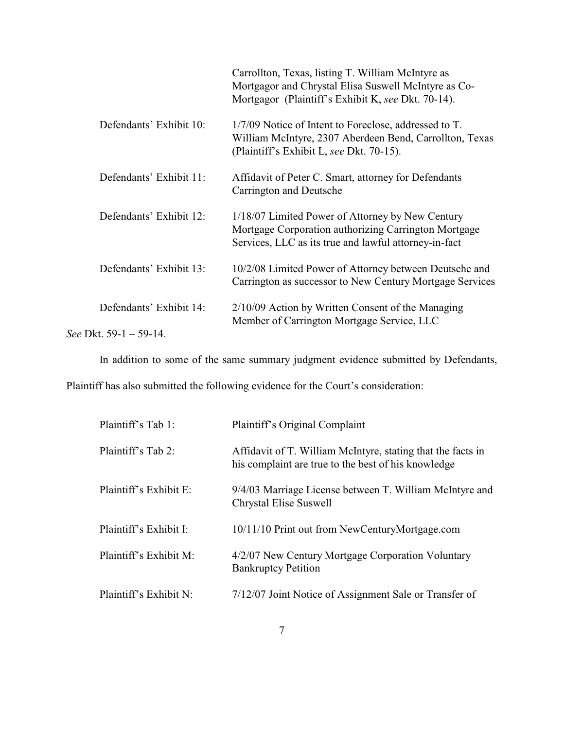| | |
|---|---|
| | Carrollton, Texas, listing T. William McIntyre as Mortgagor and Chrystal Elisa Suswell McIntyre as Co-Mortgagor (Plaintiff's Exhibit K, *see* Dkt. 70-14). |
| Defendants' Exhibit 10: | 1/7/09 Notice of Intent to Foreclose, addressed to T. William McIntyre, 2307 Aberdeen Bend, Carrollton, Texas (Plaintiff's Exhibit L, *see* Dkt. 70-15). |
| Defendants' Exhibit 11: | Affidavit of Peter C. Smart, attorney for Defendants Carrington and Deutsche |
| Defendants' Exhibit 12: | 1/18/07 Limited Power of Attorney by New Century Mortgage Corporation authorizing Carrington Mortgage Services, LLC as its true and lawful attorney-in-fact |
| Defendants' Exhibit 13: | 10/2/08 Limited Power of Attorney between Deutsche and Carrington as successor to New Century Mortgage Services |
| Defendants' Exhibit 14: | 2/10/09 Action by Written Consent of the Managing Member of Carrington Mortgage Service, LLC |

*See* Dkt. 59-1 – 59-14.

In addition to some of the same summary judgment evidence submitted by Defendants, Plaintiff has also submitted the following evidence for the Court's consideration:

| | |
|---|---|
| Plaintiff's Tab 1: | Plaintiff's Original Complaint |
| Plaintiff's Tab 2: | Affidavit of T. William McIntyre, stating that the facts in his complaint are true to the best of his knowledge |
| Plaintiff's Exhibit E: | 9/4/03 Marriage License between T. William McIntyre and Chrystal Elise Suswell |
| Plaintiff's Exhibit I: | 10/11/10 Print out from NewCenturyMortgage.com |
| Plaintiff's Exhibit M: | 4/2/07 New Century Mortgage Corporation Voluntary Bankruptcy Petition |
| Plaintiff's Exhibit N: | 7/12/07 Joint Notice of Assignment Sale or Transfer of |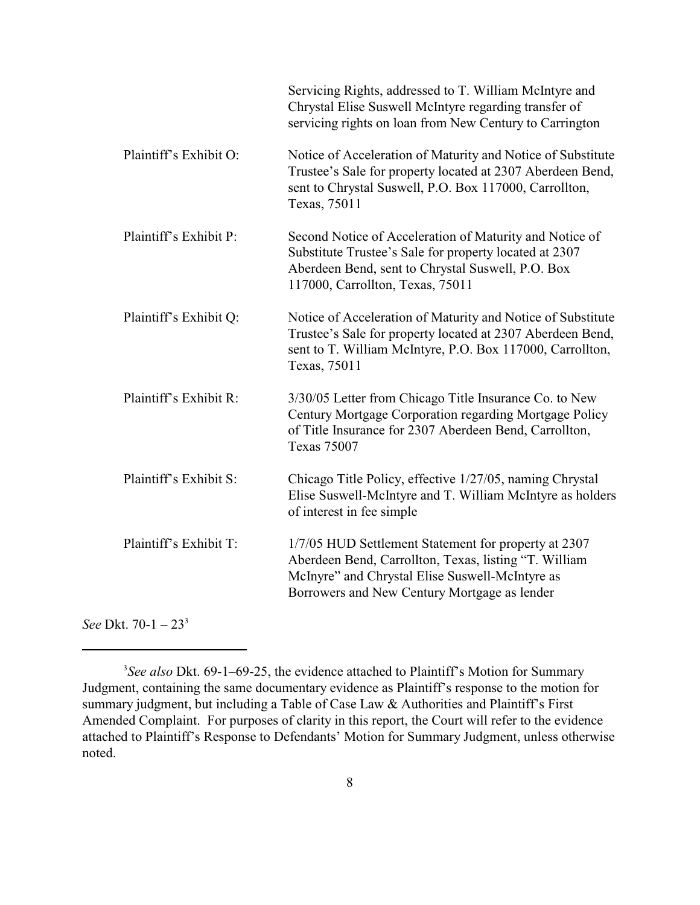| | |
|---|---|
| | Servicing Rights, addressed to T. William McIntyre and Chrystal Elise Suswell McIntyre regarding transfer of servicing rights on loan from New Century to Carrington |
| Plaintiff's Exhibit O: | Notice of Acceleration of Maturity and Notice of Substitute Trustee's Sale for property located at 2307 Aberdeen Bend, sent to Chrystal Suswell, P.O. Box 117000, Carrollton, Texas, 75011 |
| Plaintiff's Exhibit P: | Second Notice of Acceleration of Maturity and Notice of Substitute Trustee's Sale for property located at 2307 Aberdeen Bend, sent to Chrystal Suswell, P.O. Box 117000, Carrollton, Texas, 75011 |
| Plaintiff's Exhibit Q: | Notice of Acceleration of Maturity and Notice of Substitute Trustee's Sale for property located at 2307 Aberdeen Bend, sent to T. William McIntyre, P.O. Box 117000, Carrollton, Texas, 75011 |
| Plaintiff's Exhibit R: | 3/30/05 Letter from Chicago Title Insurance Co. to New Century Mortgage Corporation regarding Mortgage Policy of Title Insurance for 2307 Aberdeen Bend, Carrollton, Texas 75007 |
| Plaintiff's Exhibit S: | Chicago Title Policy, effective 1/27/05, naming Chrystal Elise Suswell-McIntyre and T. William McIntyre as holders of interest in fee simple |
| Plaintiff's Exhibit T: | 1/7/05 HUD Settlement Statement for property at 2307 Aberdeen Bend, Carrollton, Texas, listing "T. William McInyre" and Chrystal Elise Suswell-McIntyre as Borrowers and New Century Mortgage as lender |

*See* Dkt. 70-1 – 23[3]

[3] *See also* Dkt. 69-1–69-25, the evidence attached to Plaintiff's Motion for Summary Judgment, containing the same documentary evidence as Plaintiff's response to the motion for summary judgment, but including a Table of Case Law & Authorities and Plaintiff's First Amended Complaint. For purposes of clarity in this report, the Court will refer to the evidence attached to Plaintiff's Response to Defendants' Motion for Summary Judgment, unless otherwise noted.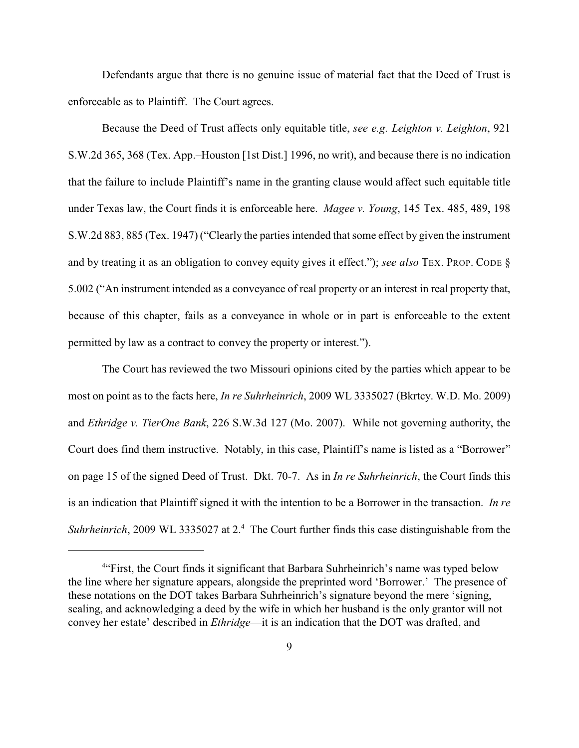Defendants argue that there is no genuine issue of material fact that the Deed of Trust is enforceable as to Plaintiff. The Court agrees.

Because the Deed of Trust affects only equitable title, *see e.g. Leighton v. Leighton*, 921 S.W.2d 365, 368 (Tex. App.–Houston [1st Dist.] 1996, no writ), and because there is no indication that the failure to include Plaintiff's name in the granting clause would affect such equitable title under Texas law, the Court finds it is enforceable here. *Magee v. Young*, 145 Tex. 485, 489, 198 S.W.2d 883, 885 (Tex. 1947) ("Clearly the parties intended that some effect by given the instrument and by treating it as an obligation to convey equity gives it effect."); *see also* TEX. PROP. CODE § 5.002 ("An instrument intended as a conveyance of real property or an interest in real property that, because of this chapter, fails as a conveyance in whole or in part is enforceable to the extent permitted by law as a contract to convey the property or interest.").

The Court has reviewed the two Missouri opinions cited by the parties which appear to be most on point as to the facts here, *In re Suhrheinrich*, 2009 WL 3335027 (Bkrtcy. W.D. Mo. 2009) and *Ethridge v. TierOne Bank*, 226 S.W.3d 127 (Mo. 2007). While not governing authority, the Court does find them instructive. Notably, in this case, Plaintiff's name is listed as a "Borrower" on page 15 of the signed Deed of Trust. Dkt. 70-7. As in *In re Suhrheinrich*, the Court finds this is an indication that Plaintiff signed it with the intention to be a Borrower in the transaction. *In re Suhrheinrich*, 2009 WL 3335027 at 2.[4] The Court further finds this case distinguishable from the

[4]"First, the Court finds it significant that Barbara Suhrheinrich's name was typed below the line where her signature appears, alongside the preprinted word 'Borrower.' The presence of these notations on the DOT takes Barbara Suhrheinrich's signature beyond the mere 'signing, sealing, and acknowledging a deed by the wife in which her husband is the only grantor will not convey her estate' described in *Ethridge*—it is an indication that the DOT was drafted, and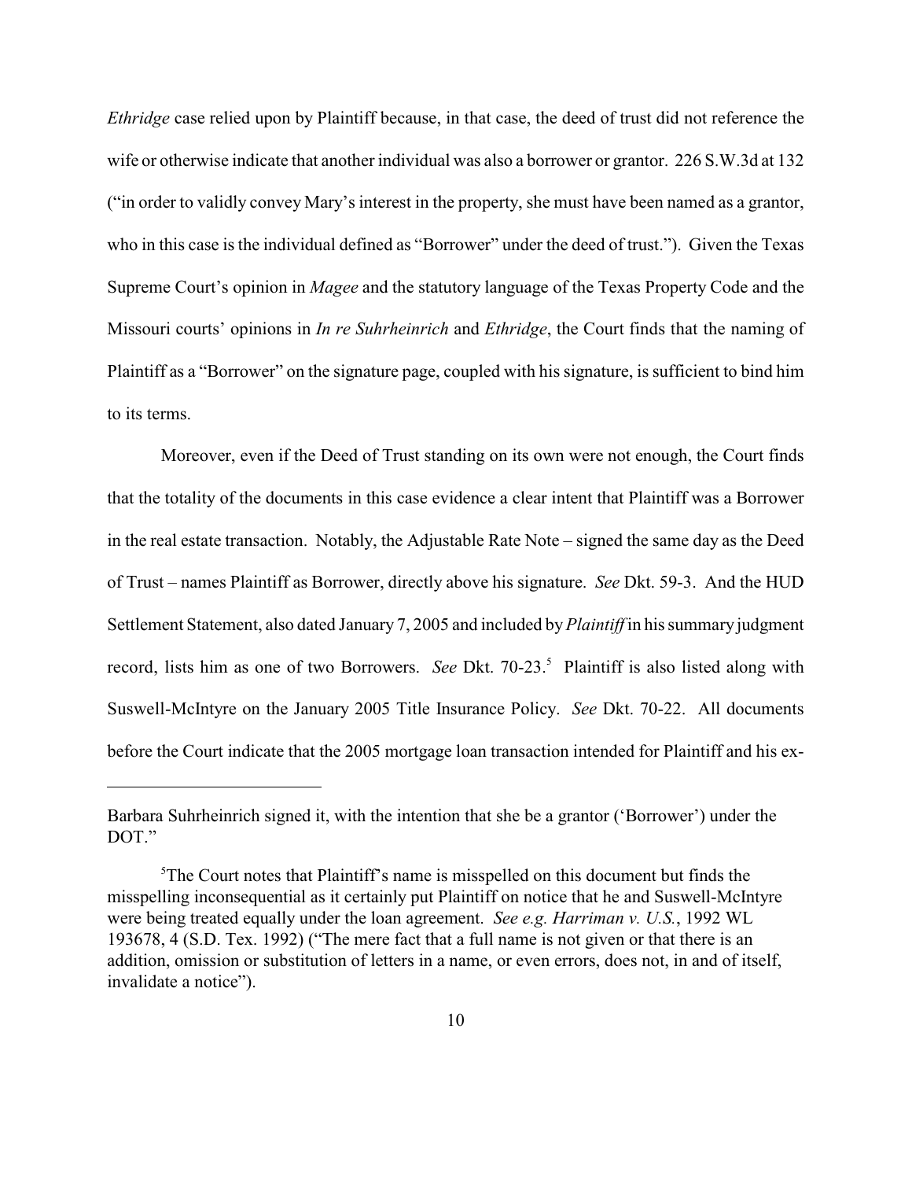*Ethridge* case relied upon by Plaintiff because, in that case, the deed of trust did not reference the wife or otherwise indicate that another individual was also a borrower or grantor. 226 S.W.3d at 132 ("in order to validly convey Mary's interest in the property, she must have been named as a grantor, who in this case is the individual defined as "Borrower" under the deed of trust."). Given the Texas Supreme Court's opinion in *Magee* and the statutory language of the Texas Property Code and the Missouri courts' opinions in *In re Suhrheinrich* and *Ethridge*, the Court finds that the naming of Plaintiff as a "Borrower" on the signature page, coupled with his signature, is sufficient to bind him to its terms.

Moreover, even if the Deed of Trust standing on its own were not enough, the Court finds that the totality of the documents in this case evidence a clear intent that Plaintiff was a Borrower in the real estate transaction. Notably, the Adjustable Rate Note – signed the same day as the Deed of Trust – names Plaintiff as Borrower, directly above his signature. *See* Dkt. 59-3. And the HUD Settlement Statement, also dated January 7, 2005 and included by *Plaintiff* in his summary judgment record, lists him as one of two Borrowers. *See* Dkt. 70-23.[5] Plaintiff is also listed along with Suswell-McIntyre on the January 2005 Title Insurance Policy. *See* Dkt. 70-22. All documents before the Court indicate that the 2005 mortgage loan transaction intended for Plaintiff and his ex-

---

Barbara Suhrheinrich signed it, with the intention that she be a grantor ('Borrower') under the DOT."

[5]The Court notes that Plaintiff's name is misspelled on this document but finds the misspelling inconsequential as it certainly put Plaintiff on notice that he and Suswell-McIntyre were being treated equally under the loan agreement. *See e.g. Harriman v. U.S.*, 1992 WL 193678, 4 (S.D. Tex. 1992) ("The mere fact that a full name is not given or that there is an addition, omission or substitution of letters in a name, or even errors, does not, in and of itself, invalidate a notice").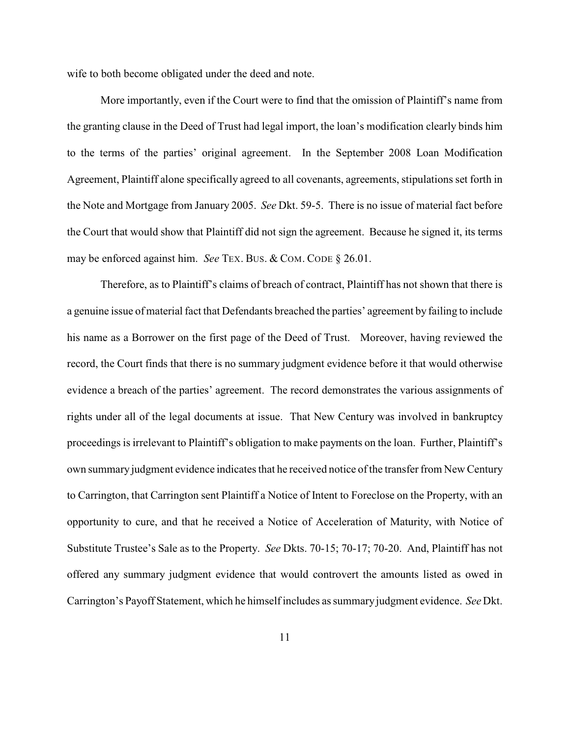wife to both become obligated under the deed and note.

More importantly, even if the Court were to find that the omission of Plaintiff's name from the granting clause in the Deed of Trust had legal import, the loan's modification clearly binds him to the terms of the parties' original agreement. In the September 2008 Loan Modification Agreement, Plaintiff alone specifically agreed to all covenants, agreements, stipulations set forth in the Note and Mortgage from January 2005. *See* Dkt. 59-5. There is no issue of material fact before the Court that would show that Plaintiff did not sign the agreement. Because he signed it, its terms may be enforced against him. *See* TEX. BUS. & COM. CODE § 26.01.

Therefore, as to Plaintiff's claims of breach of contract, Plaintiff has not shown that there is a genuine issue of material fact that Defendants breached the parties' agreement by failing to include his name as a Borrower on the first page of the Deed of Trust. Moreover, having reviewed the record, the Court finds that there is no summary judgment evidence before it that would otherwise evidence a breach of the parties' agreement. The record demonstrates the various assignments of rights under all of the legal documents at issue. That New Century was involved in bankruptcy proceedings is irrelevant to Plaintiff's obligation to make payments on the loan. Further, Plaintiff's own summary judgment evidence indicates that he received notice of the transfer from New Century to Carrington, that Carrington sent Plaintiff a Notice of Intent to Foreclose on the Property, with an opportunity to cure, and that he received a Notice of Acceleration of Maturity, with Notice of Substitute Trustee's Sale as to the Property. *See* Dkts. 70-15; 70-17; 70-20. And, Plaintiff has not offered any summary judgment evidence that would controvert the amounts listed as owed in Carrington's Payoff Statement, which he himself includes as summary judgment evidence. *See* Dkt.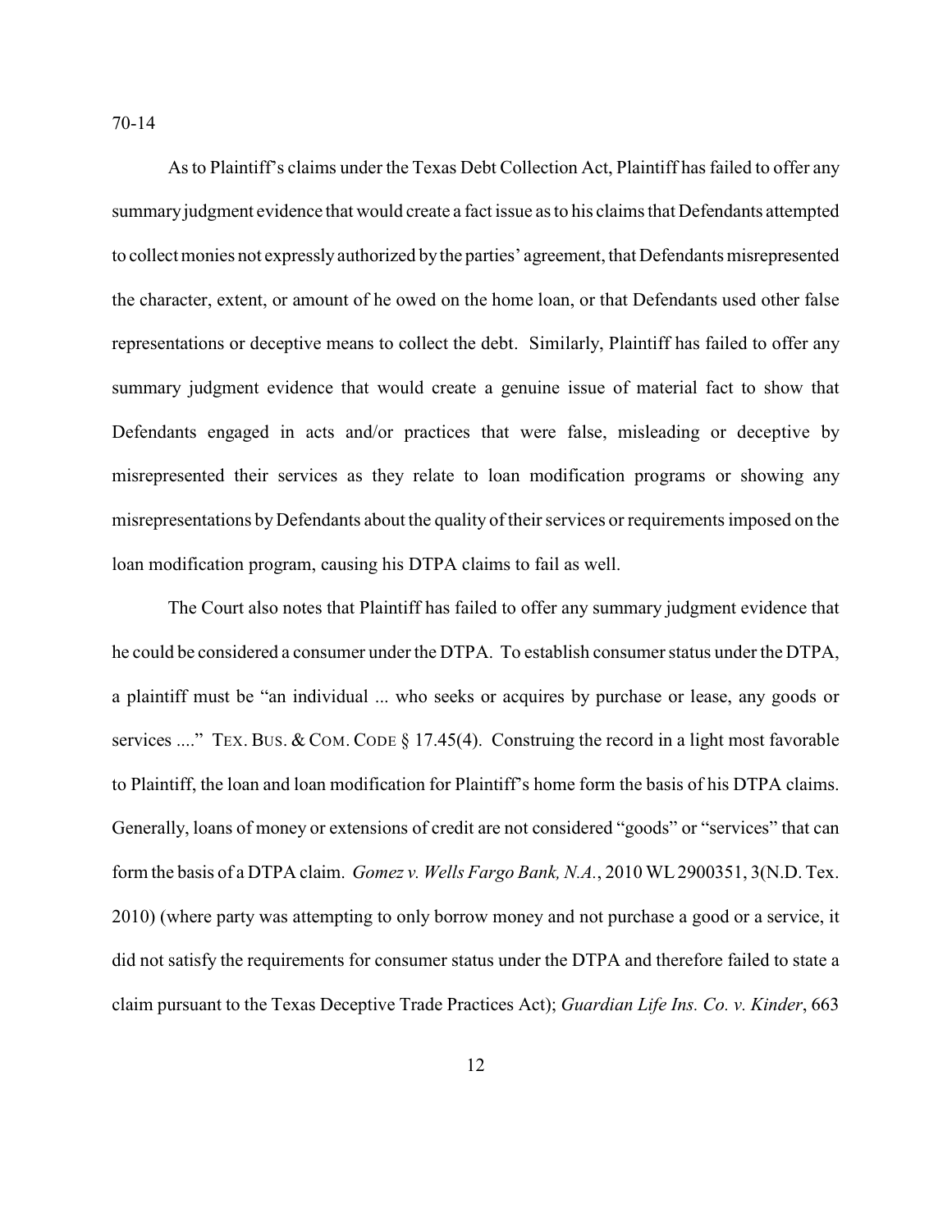70-14

As to Plaintiff's claims under the Texas Debt Collection Act, Plaintiff has failed to offer any summary judgment evidence that would create a fact issue as to his claims that Defendants attempted to collect monies not expressly authorized by the parties' agreement, that Defendants misrepresented the character, extent, or amount of he owed on the home loan, or that Defendants used other false representations or deceptive means to collect the debt. Similarly, Plaintiff has failed to offer any summary judgment evidence that would create a genuine issue of material fact to show that Defendants engaged in acts and/or practices that were false, misleading or deceptive by misrepresented their services as they relate to loan modification programs or showing any misrepresentations by Defendants about the quality of their services or requirements imposed on the loan modification program, causing his DTPA claims to fail as well.

The Court also notes that Plaintiff has failed to offer any summary judgment evidence that he could be considered a consumer under the DTPA. To establish consumer status under the DTPA, a plaintiff must be "an individual ... who seeks or acquires by purchase or lease, any goods or services ...." TEX. BUS. & COM. CODE § 17.45(4). Construing the record in a light most favorable to Plaintiff, the loan and loan modification for Plaintiff's home form the basis of his DTPA claims. Generally, loans of money or extensions of credit are not considered "goods" or "services" that can form the basis of a DTPA claim. *Gomez v. Wells Fargo Bank, N.A.*, 2010 WL 2900351, 3(N.D. Tex. 2010) (where party was attempting to only borrow money and not purchase a good or a service, it did not satisfy the requirements for consumer status under the DTPA and therefore failed to state a claim pursuant to the Texas Deceptive Trade Practices Act); *Guardian Life Ins. Co. v. Kinder*, 663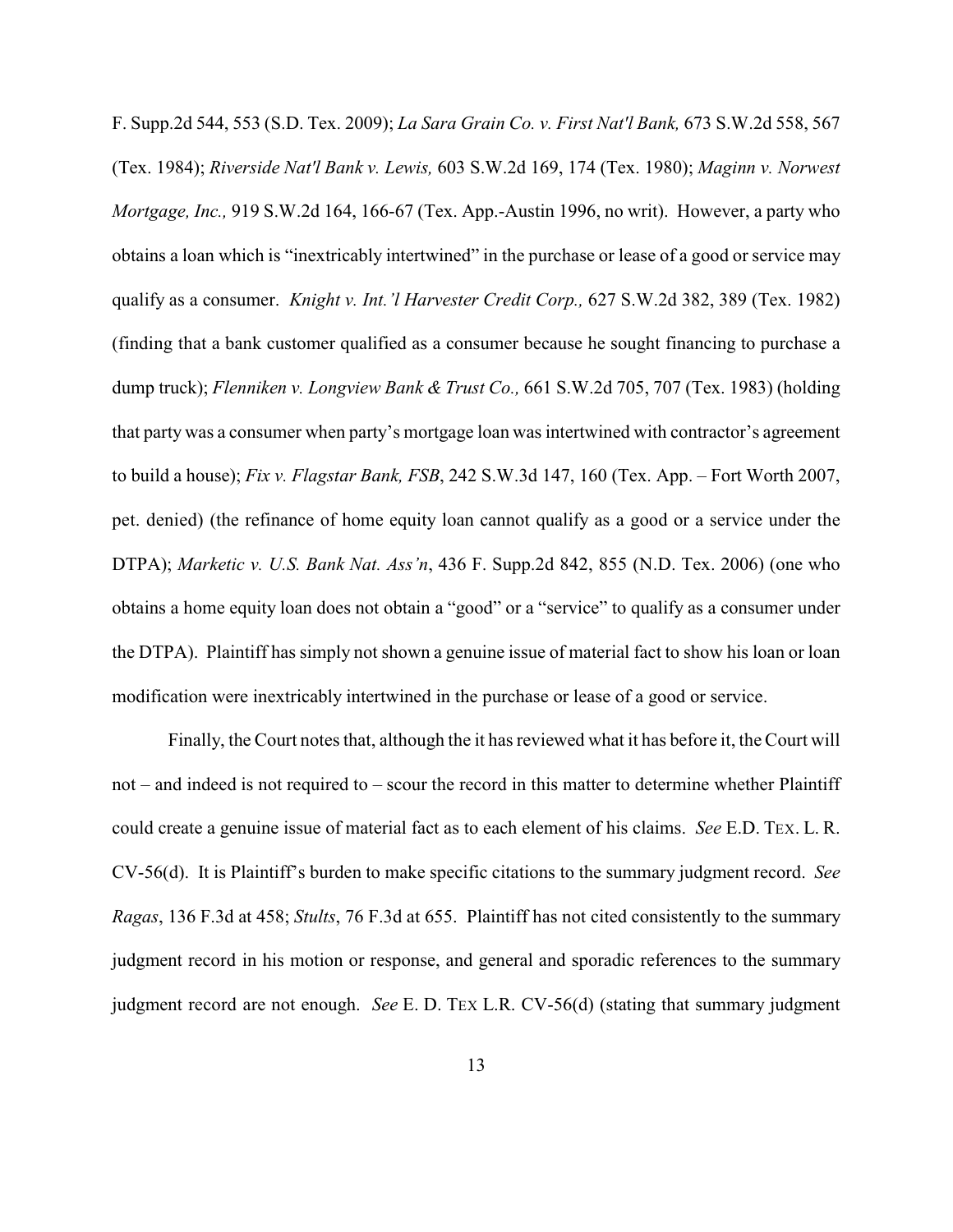F. Supp.2d 544, 553 (S.D. Tex. 2009); *La Sara Grain Co. v. First Nat'l Bank,* 673 S.W.2d 558, 567 (Tex. 1984); *Riverside Nat'l Bank v. Lewis,* 603 S.W.2d 169, 174 (Tex. 1980); *Maginn v. Norwest Mortgage, Inc.,* 919 S.W.2d 164, 166-67 (Tex. App.-Austin 1996, no writ). However, a party who obtains a loan which is "inextricably intertwined" in the purchase or lease of a good or service may qualify as a consumer. *Knight v. Int.'l Harvester Credit Corp.,* 627 S.W.2d 382, 389 (Tex. 1982) (finding that a bank customer qualified as a consumer because he sought financing to purchase a dump truck); *Flenniken v. Longview Bank & Trust Co.,* 661 S.W.2d 705, 707 (Tex. 1983) (holding that party was a consumer when party's mortgage loan was intertwined with contractor's agreement to build a house); *Fix v. Flagstar Bank, FSB*, 242 S.W.3d 147, 160 (Tex. App. – Fort Worth 2007, pet. denied) (the refinance of home equity loan cannot qualify as a good or a service under the DTPA); *Marketic v. U.S. Bank Nat. Ass'n*, 436 F. Supp.2d 842, 855 (N.D. Tex. 2006) (one who obtains a home equity loan does not obtain a "good" or a "service" to qualify as a consumer under the DTPA). Plaintiff has simply not shown a genuine issue of material fact to show his loan or loan modification were inextricably intertwined in the purchase or lease of a good or service.

Finally, the Court notes that, although the it has reviewed what it has before it, the Court will not – and indeed is not required to – scour the record in this matter to determine whether Plaintiff could create a genuine issue of material fact as to each element of his claims. *See* E.D. TEX. L. R. CV-56(d). It is Plaintiff's burden to make specific citations to the summary judgment record. *See Ragas*, 136 F.3d at 458; *Stults*, 76 F.3d at 655. Plaintiff has not cited consistently to the summary judgment record in his motion or response, and general and sporadic references to the summary judgment record are not enough. *See* E. D. TEX L.R. CV-56(d) (stating that summary judgment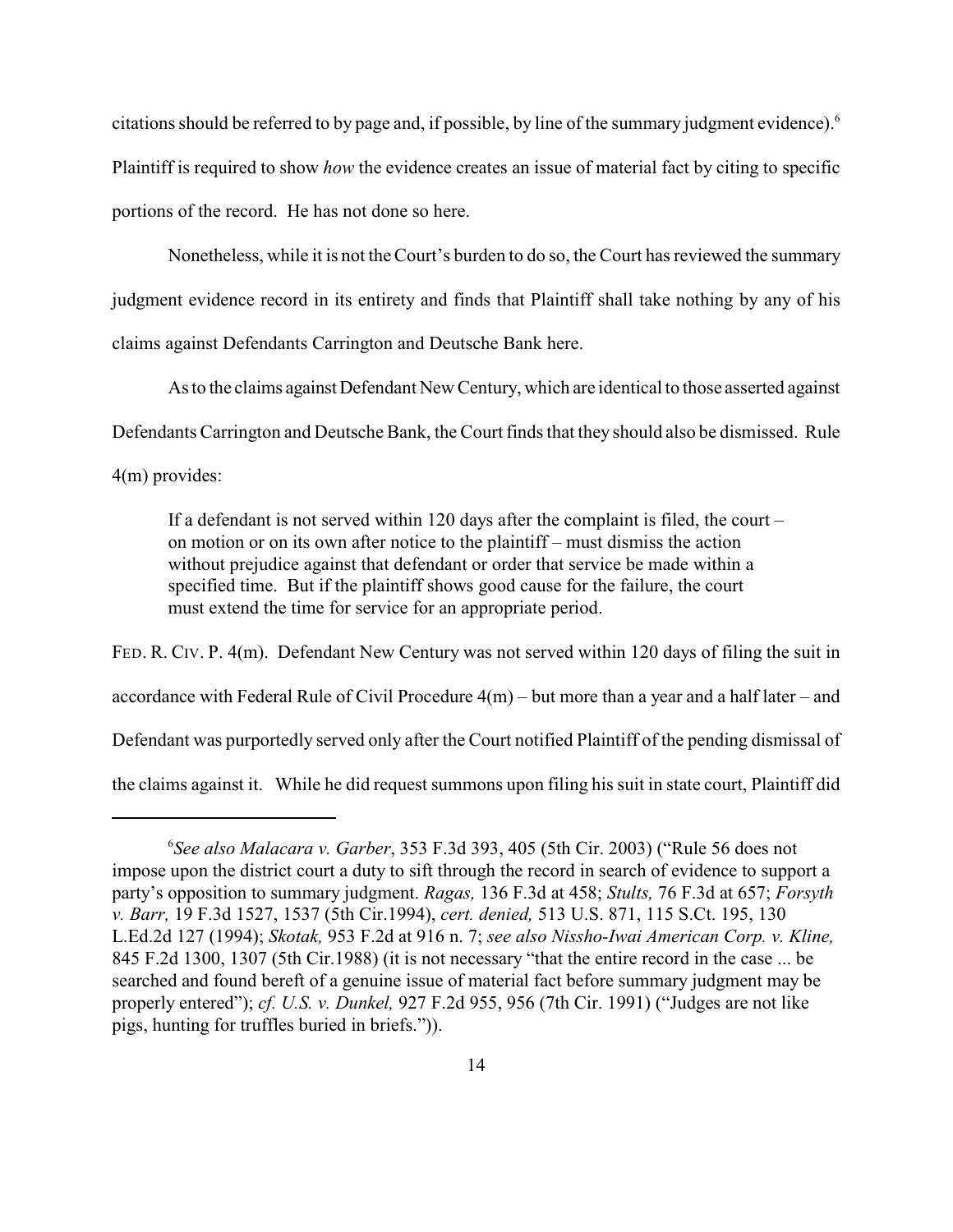citations should be referred to by page and, if possible, by line of the summary judgment evidence).[6] Plaintiff is required to show *how* the evidence creates an issue of material fact by citing to specific portions of the record. He has not done so here.

Nonetheless, while it is not the Court's burden to do so, the Court has reviewed the summary judgment evidence record in its entirety and finds that Plaintiff shall take nothing by any of his claims against Defendants Carrington and Deutsche Bank here.

As to the claims against Defendant New Century, which are identical to those asserted against Defendants Carrington and Deutsche Bank, the Court finds that they should also be dismissed. Rule 4(m) provides:

> If a defendant is not served within 120 days after the complaint is filed, the court – on motion or on its own after notice to the plaintiff – must dismiss the action without prejudice against that defendant or order that service be made within a specified time. But if the plaintiff shows good cause for the failure, the court must extend the time for service for an appropriate period.

FED. R. CIV. P. 4(m). Defendant New Century was not served within 120 days of filing the suit in accordance with Federal Rule of Civil Procedure 4(m) – but more than a year and a half later – and Defendant was purportedly served only after the Court notified Plaintiff of the pending dismissal of the claims against it. While he did request summons upon filing his suit in state court, Plaintiff did

---

[6] *See also Malacara v. Garber*, 353 F.3d 393, 405 (5th Cir. 2003) ("Rule 56 does not impose upon the district court a duty to sift through the record in search of evidence to support a party's opposition to summary judgment. *Ragas,* 136 F.3d at 458; *Stults,* 76 F.3d at 657; *Forsyth v. Barr,* 19 F.3d 1527, 1537 (5th Cir.1994), *cert. denied,* 513 U.S. 871, 115 S.Ct. 195, 130 L.Ed.2d 127 (1994); *Skotak,* 953 F.2d at 916 n. 7; *see also Nissho-Iwai American Corp. v. Kline,* 845 F.2d 1300, 1307 (5th Cir.1988) (it is not necessary "that the entire record in the case ... be searched and found bereft of a genuine issue of material fact before summary judgment may be properly entered"); *cf. U.S. v. Dunkel,* 927 F.2d 955, 956 (7th Cir. 1991) ("Judges are not like pigs, hunting for truffles buried in briefs.")).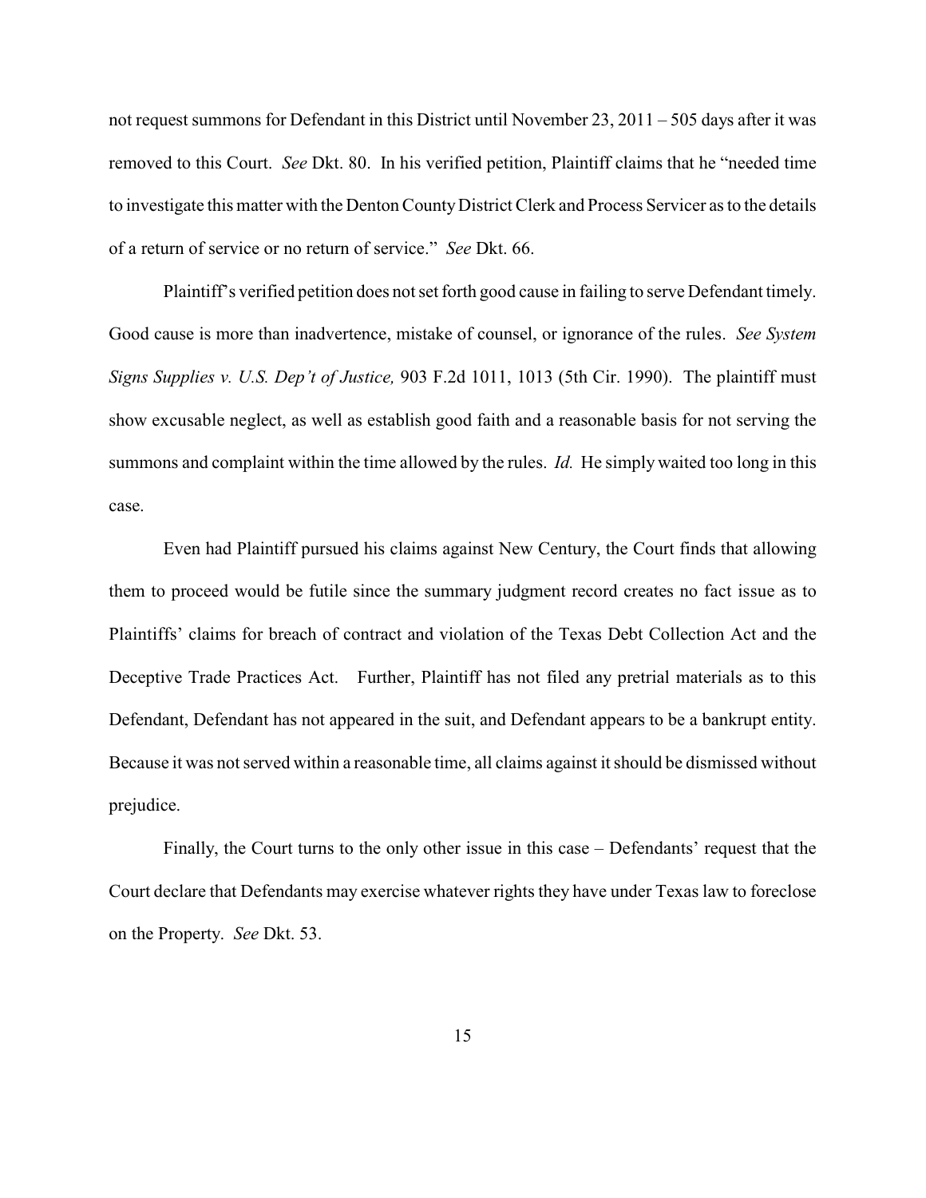not request summons for Defendant in this District until November 23, 2011 – 505 days after it was removed to this Court. *See* Dkt. 80. In his verified petition, Plaintiff claims that he "needed time to investigate this matter with the Denton County District Clerk and Process Servicer as to the details of a return of service or no return of service." *See* Dkt. 66.

Plaintiff's verified petition does not set forth good cause in failing to serve Defendant timely. Good cause is more than inadvertence, mistake of counsel, or ignorance of the rules. *See System Signs Supplies v. U.S. Dep't of Justice,* 903 F.2d 1011, 1013 (5th Cir. 1990). The plaintiff must show excusable neglect, as well as establish good faith and a reasonable basis for not serving the summons and complaint within the time allowed by the rules. *Id.* He simply waited too long in this case.

Even had Plaintiff pursued his claims against New Century, the Court finds that allowing them to proceed would be futile since the summary judgment record creates no fact issue as to Plaintiffs' claims for breach of contract and violation of the Texas Debt Collection Act and the Deceptive Trade Practices Act. Further, Plaintiff has not filed any pretrial materials as to this Defendant, Defendant has not appeared in the suit, and Defendant appears to be a bankrupt entity. Because it was not served within a reasonable time, all claims against it should be dismissed without prejudice.

Finally, the Court turns to the only other issue in this case – Defendants' request that the Court declare that Defendants may exercise whatever rights they have under Texas law to foreclose on the Property. *See* Dkt. 53.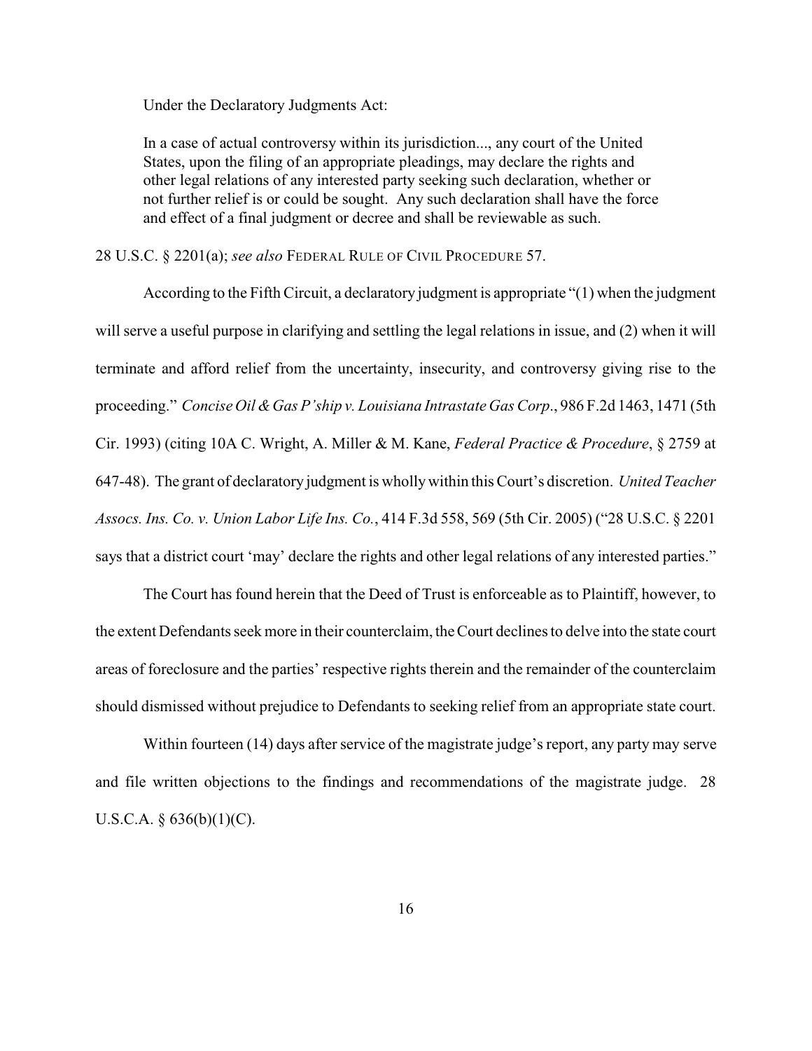Under the Declaratory Judgments Act:

> In a case of actual controversy within its jurisdiction..., any court of the United States, upon the filing of an appropriate pleadings, may declare the rights and other legal relations of any interested party seeking such declaration, whether or not further relief is or could be sought. Any such declaration shall have the force and effect of a final judgment or decree and shall be reviewable as such.

28 U.S.C. § 2201(a); *see also* FEDERAL RULE OF CIVIL PROCEDURE 57.

According to the Fifth Circuit, a declaratory judgment is appropriate "(1) when the judgment will serve a useful purpose in clarifying and settling the legal relations in issue, and (2) when it will terminate and afford relief from the uncertainty, insecurity, and controversy giving rise to the proceeding." *Concise Oil & Gas P'ship v. Louisiana Intrastate Gas Corp*., 986 F.2d 1463, 1471 (5th Cir. 1993) (citing 10A C. Wright, A. Miller & M. Kane, *Federal Practice & Procedure*, § 2759 at 647-48). The grant of declaratory judgment is wholly within this Court's discretion. *United Teacher Assocs. Ins. Co. v. Union Labor Life Ins. Co.*, 414 F.3d 558, 569 (5th Cir. 2005) ("28 U.S.C. § 2201 says that a district court 'may' declare the rights and other legal relations of any interested parties."

The Court has found herein that the Deed of Trust is enforceable as to Plaintiff, however, to the extent Defendants seek more in their counterclaim, the Court declines to delve into the state court areas of foreclosure and the parties' respective rights therein and the remainder of the counterclaim should dismissed without prejudice to Defendants to seeking relief from an appropriate state court.

Within fourteen (14) days after service of the magistrate judge's report, any party may serve and file written objections to the findings and recommendations of the magistrate judge. 28 U.S.C.A. § 636(b)(1)(C).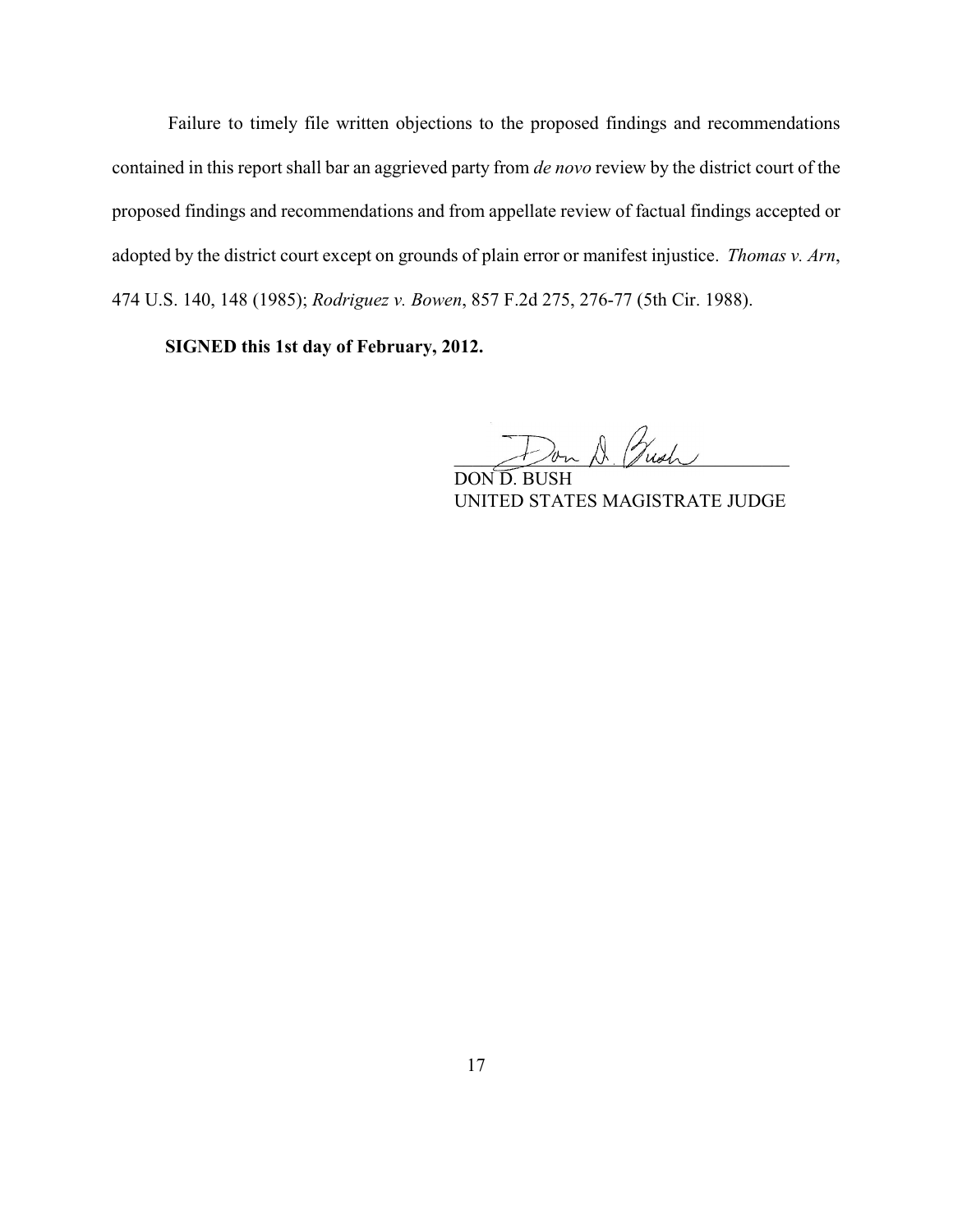Failure to timely file written objections to the proposed findings and recommendations contained in this report shall bar an aggrieved party from *de novo* review by the district court of the proposed findings and recommendations and from appellate review of factual findings accepted or adopted by the district court except on grounds of plain error or manifest injustice. *Thomas v. Arn*, 474 U.S. 140, 148 (1985); *Rodriguez v. Bowen*, 857 F.2d 275, 276-77 (5th Cir. 1988).

**SIGNED this 1st day of February, 2012.**

DON D. BUSH
UNITED STATES MAGISTRATE JUDGE